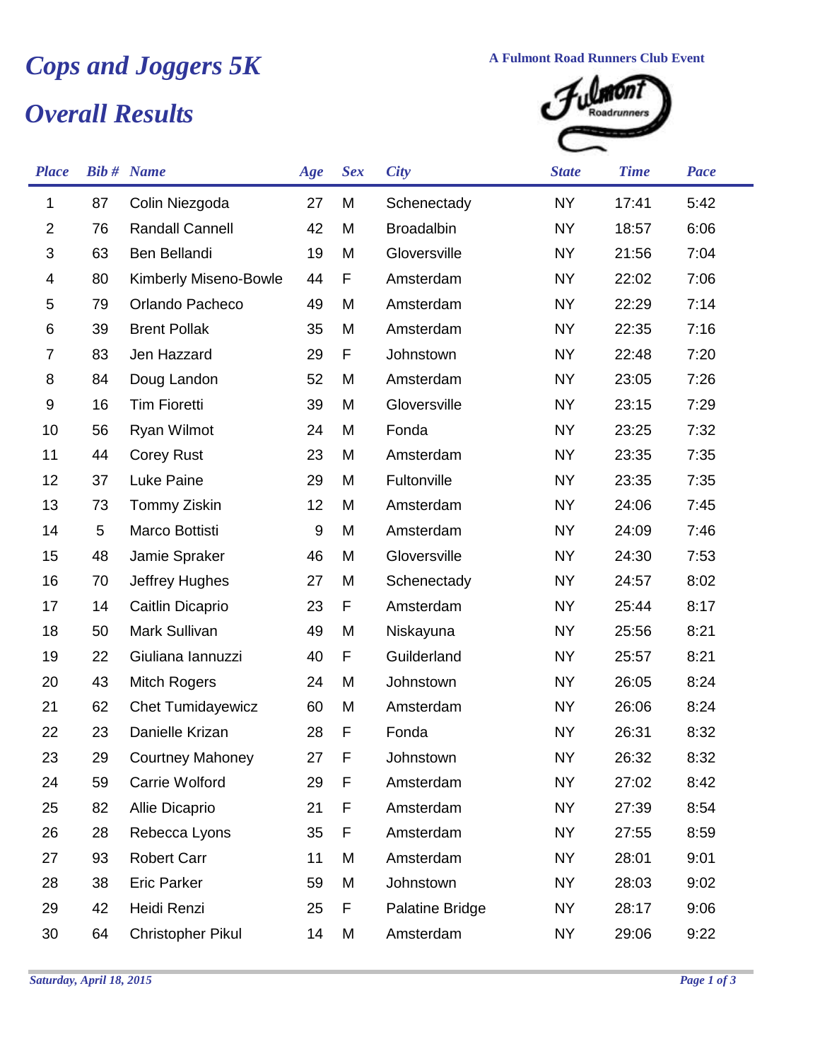# Cops and Joggers 5K

## Overall Results

A Fulmont Road Runners Club Event

| Place | Bib # | Name | Age | Sex | City | State | Time | Pace |
|---|---|---|---|---|---|---|---|---|
| 1 | 87 | Colin Niezgoda | 27 | M | Schenectady | NY | 17:41 | 5:42 |
| 2 | 76 | Randall Cannell | 42 | M | Broadalbin | NY | 18:57 | 6:06 |
| 3 | 63 | Ben Bellandi | 19 | M | Gloversville | NY | 21:56 | 7:04 |
| 4 | 80 | Kimberly Miseno-Bowle | 44 | F | Amsterdam | NY | 22:02 | 7:06 |
| 5 | 79 | Orlando Pacheco | 49 | M | Amsterdam | NY | 22:29 | 7:14 |
| 6 | 39 | Brent Pollak | 35 | M | Amsterdam | NY | 22:35 | 7:16 |
| 7 | 83 | Jen Hazzard | 29 | F | Johnstown | NY | 22:48 | 7:20 |
| 8 | 84 | Doug Landon | 52 | M | Amsterdam | NY | 23:05 | 7:26 |
| 9 | 16 | Tim Fioretti | 39 | M | Gloversville | NY | 23:15 | 7:29 |
| 10 | 56 | Ryan Wilmot | 24 | M | Fonda | NY | 23:25 | 7:32 |
| 11 | 44 | Corey Rust | 23 | M | Amsterdam | NY | 23:35 | 7:35 |
| 12 | 37 | Luke Paine | 29 | M | Fultonville | NY | 23:35 | 7:35 |
| 13 | 73 | Tommy Ziskin | 12 | M | Amsterdam | NY | 24:06 | 7:45 |
| 14 | 5 | Marco Bottisti | 9 | M | Amsterdam | NY | 24:09 | 7:46 |
| 15 | 48 | Jamie Spraker | 46 | M | Gloversville | NY | 24:30 | 7:53 |
| 16 | 70 | Jeffrey Hughes | 27 | M | Schenectady | NY | 24:57 | 8:02 |
| 17 | 14 | Caitlin Dicaprio | 23 | F | Amsterdam | NY | 25:44 | 8:17 |
| 18 | 50 | Mark Sullivan | 49 | M | Niskayuna | NY | 25:56 | 8:21 |
| 19 | 22 | Giuliana Iannuzzi | 40 | F | Guilderland | NY | 25:57 | 8:21 |
| 20 | 43 | Mitch Rogers | 24 | M | Johnstown | NY | 26:05 | 8:24 |
| 21 | 62 | Chet Tumidayewicz | 60 | M | Amsterdam | NY | 26:06 | 8:24 |
| 22 | 23 | Danielle Krizan | 28 | F | Fonda | NY | 26:31 | 8:32 |
| 23 | 29 | Courtney Mahoney | 27 | F | Johnstown | NY | 26:32 | 8:32 |
| 24 | 59 | Carrie Wolford | 29 | F | Amsterdam | NY | 27:02 | 8:42 |
| 25 | 82 | Allie Dicaprio | 21 | F | Amsterdam | NY | 27:39 | 8:54 |
| 26 | 28 | Rebecca Lyons | 35 | F | Amsterdam | NY | 27:55 | 8:59 |
| 27 | 93 | Robert Carr | 11 | M | Amsterdam | NY | 28:01 | 9:01 |
| 28 | 38 | Eric Parker | 59 | M | Johnstown | NY | 28:03 | 9:02 |
| 29 | 42 | Heidi Renzi | 25 | F | Palatine Bridge | NY | 28:17 | 9:06 |
| 30 | 64 | Christopher Pikul | 14 | M | Amsterdam | NY | 29:06 | 9:22 |

*Saturday, April 18, 2015*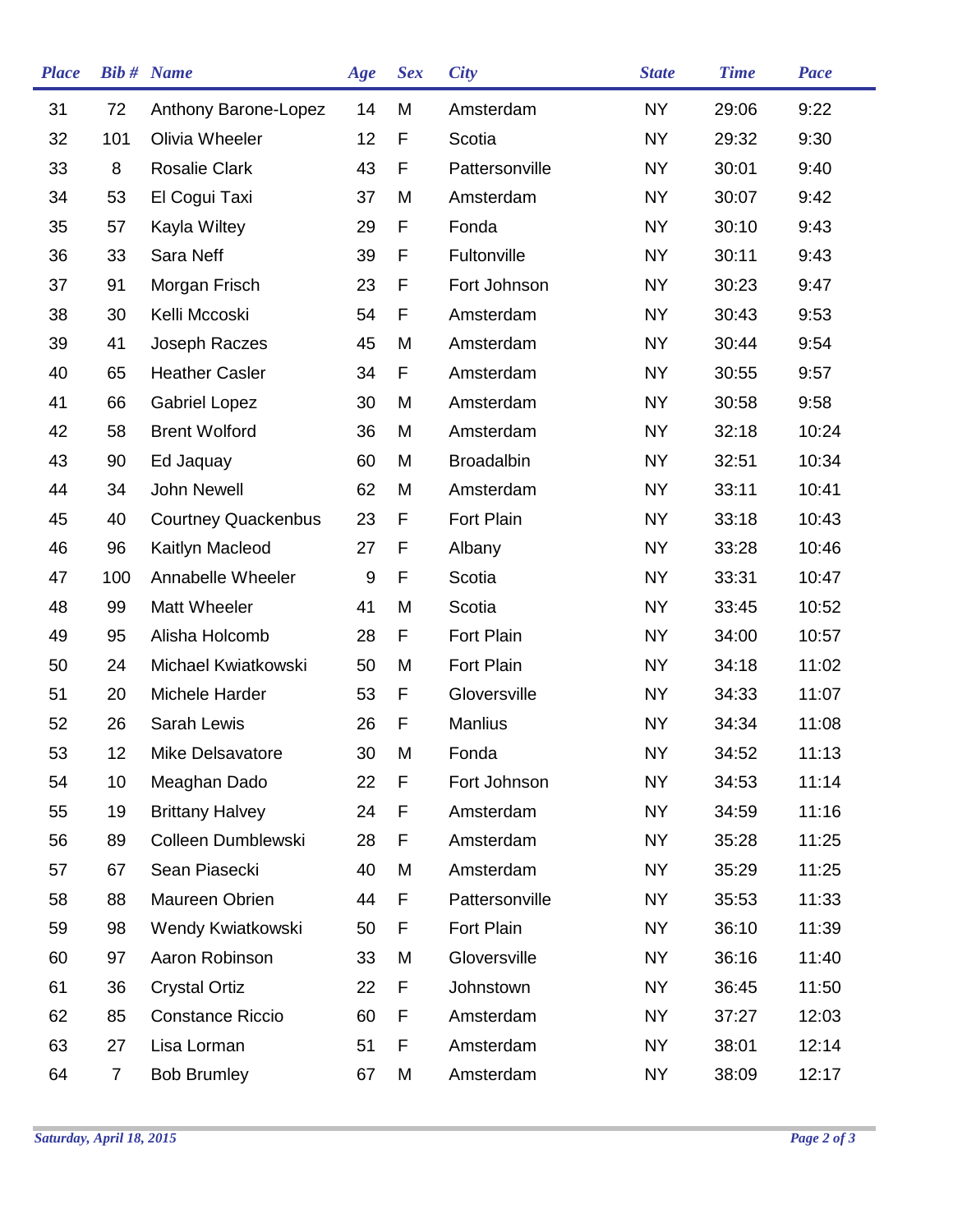| Place | Bib # | Name | Age | Sex | City | State | Time | Pace |
|---|---|---|---|---|---|---|---|---|
| 31 | 72 | Anthony Barone-Lopez | 14 | M | Amsterdam | NY | 29:06 | 9:22 |
| 32 | 101 | Olivia Wheeler | 12 | F | Scotia | NY | 29:32 | 9:30 |
| 33 | 8 | Rosalie Clark | 43 | F | Pattersonville | NY | 30:01 | 9:40 |
| 34 | 53 | El Cogui Taxi | 37 | M | Amsterdam | NY | 30:07 | 9:42 |
| 35 | 57 | Kayla Wiltey | 29 | F | Fonda | NY | 30:10 | 9:43 |
| 36 | 33 | Sara Neff | 39 | F | Fultonville | NY | 30:11 | 9:43 |
| 37 | 91 | Morgan Frisch | 23 | F | Fort Johnson | NY | 30:23 | 9:47 |
| 38 | 30 | Kelli Mccoski | 54 | F | Amsterdam | NY | 30:43 | 9:53 |
| 39 | 41 | Joseph Raczes | 45 | M | Amsterdam | NY | 30:44 | 9:54 |
| 40 | 65 | Heather Casler | 34 | F | Amsterdam | NY | 30:55 | 9:57 |
| 41 | 66 | Gabriel Lopez | 30 | M | Amsterdam | NY | 30:58 | 9:58 |
| 42 | 58 | Brent Wolford | 36 | M | Amsterdam | NY | 32:18 | 10:24 |
| 43 | 90 | Ed Jaquay | 60 | M | Broadalbin | NY | 32:51 | 10:34 |
| 44 | 34 | John Newell | 62 | M | Amsterdam | NY | 33:11 | 10:41 |
| 45 | 40 | Courtney Quackenbus | 23 | F | Fort Plain | NY | 33:18 | 10:43 |
| 46 | 96 | Kaitlyn Macleod | 27 | F | Albany | NY | 33:28 | 10:46 |
| 47 | 100 | Annabelle Wheeler | 9 | F | Scotia | NY | 33:31 | 10:47 |
| 48 | 99 | Matt Wheeler | 41 | M | Scotia | NY | 33:45 | 10:52 |
| 49 | 95 | Alisha Holcomb | 28 | F | Fort Plain | NY | 34:00 | 10:57 |
| 50 | 24 | Michael Kwiatkowski | 50 | M | Fort Plain | NY | 34:18 | 11:02 |
| 51 | 20 | Michele Harder | 53 | F | Gloversville | NY | 34:33 | 11:07 |
| 52 | 26 | Sarah Lewis | 26 | F | Manlius | NY | 34:34 | 11:08 |
| 53 | 12 | Mike Delsavatore | 30 | M | Fonda | NY | 34:52 | 11:13 |
| 54 | 10 | Meaghan Dado | 22 | F | Fort Johnson | NY | 34:53 | 11:14 |
| 55 | 19 | Brittany Halvey | 24 | F | Amsterdam | NY | 34:59 | 11:16 |
| 56 | 89 | Colleen Dumblewski | 28 | F | Amsterdam | NY | 35:28 | 11:25 |
| 57 | 67 | Sean Piasecki | 40 | M | Amsterdam | NY | 35:29 | 11:25 |
| 58 | 88 | Maureen Obrien | 44 | F | Pattersonville | NY | 35:53 | 11:33 |
| 59 | 98 | Wendy Kwiatkowski | 50 | F | Fort Plain | NY | 36:10 | 11:39 |
| 60 | 97 | Aaron Robinson | 33 | M | Gloversville | NY | 36:16 | 11:40 |
| 61 | 36 | Crystal Ortiz | 22 | F | Johnstown | NY | 36:45 | 11:50 |
| 62 | 85 | Constance Riccio | 60 | F | Amsterdam | NY | 37:27 | 12:03 |
| 63 | 27 | Lisa Lorman | 51 | F | Amsterdam | NY | 38:01 | 12:14 |
| 64 | 7 | Bob Brumley | 67 | M | Amsterdam | NY | 38:09 | 12:17 |

*Saturday, April 18, 2015*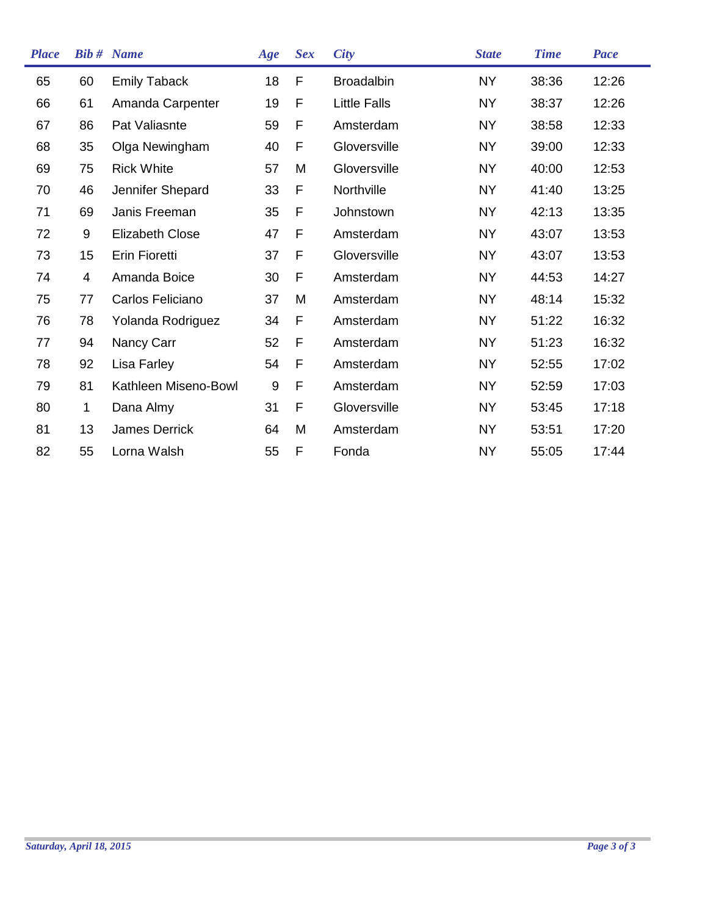| Place | Bib # | Name | Age | Sex | City | State | Time | Pace |
|---|---|---|---|---|---|---|---|---|
| 65 | 60 | Emily Taback | 18 | F | Broadalbin | NY | 38:36 | 12:26 |
| 66 | 61 | Amanda Carpenter | 19 | F | Little Falls | NY | 38:37 | 12:26 |
| 67 | 86 | Pat Valiasnte | 59 | F | Amsterdam | NY | 38:58 | 12:33 |
| 68 | 35 | Olga Newingham | 40 | F | Gloversville | NY | 39:00 | 12:33 |
| 69 | 75 | Rick White | 57 | M | Gloversville | NY | 40:00 | 12:53 |
| 70 | 46 | Jennifer Shepard | 33 | F | Northville | NY | 41:40 | 13:25 |
| 71 | 69 | Janis Freeman | 35 | F | Johnstown | NY | 42:13 | 13:35 |
| 72 | 9 | Elizabeth Close | 47 | F | Amsterdam | NY | 43:07 | 13:53 |
| 73 | 15 | Erin Fioretti | 37 | F | Gloversville | NY | 43:07 | 13:53 |
| 74 | 4 | Amanda Boice | 30 | F | Amsterdam | NY | 44:53 | 14:27 |
| 75 | 77 | Carlos Feliciano | 37 | M | Amsterdam | NY | 48:14 | 15:32 |
| 76 | 78 | Yolanda Rodriguez | 34 | F | Amsterdam | NY | 51:22 | 16:32 |
| 77 | 94 | Nancy Carr | 52 | F | Amsterdam | NY | 51:23 | 16:32 |
| 78 | 92 | Lisa Farley | 54 | F | Amsterdam | NY | 52:55 | 17:02 |
| 79 | 81 | Kathleen Miseno-Bowl | 9 | F | Amsterdam | NY | 52:59 | 17:03 |
| 80 | 1 | Dana Almy | 31 | F | Gloversville | NY | 53:45 | 17:18 |
| 81 | 13 | James Derrick | 64 | M | Amsterdam | NY | 53:51 | 17:20 |
| 82 | 55 | Lorna Walsh | 55 | F | Fonda | NY | 55:05 | 17:44 |